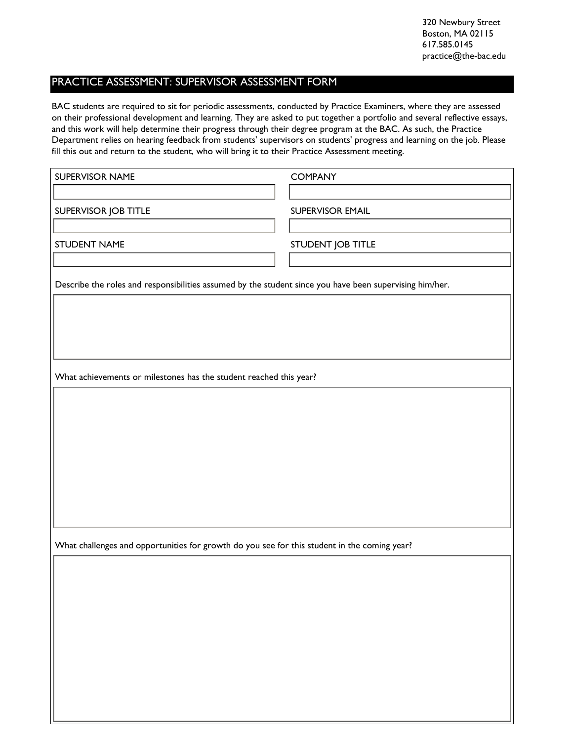320 Newbury Street
Boston, MA 02115
617.585.0145
practice@the-bac.edu

# PRACTICE ASSESSMENT: SUPERVISOR ASSESSMENT FORM

BAC students are required to sit for periodic assessments, conducted by Practice Examiners, where they are assessed on their professional development and learning. They are asked to put together a portfolio and several reflective essays, and this work will help determine their progress through their degree program at the BAC. As such, the Practice Department relies on hearing feedback from students' supervisors on students' progress and learning on the job. Please fill this out and return to the student, who will bring it to their Practice Assessment meeting.

| SUPERVISOR NAME | COMPANY |
|---|---|
| | |
| **SUPERVISOR JOB TITLE** | **SUPERVISOR EMAIL** |
| | |
| **STUDENT NAME** | **STUDENT JOB TITLE** |
| | |

Describe the roles and responsibilities assumed by the student since you have been supervising him/her.

What achievements or milestones has the student reached this year?

What challenges and opportunities for growth do you see for this student in the coming year?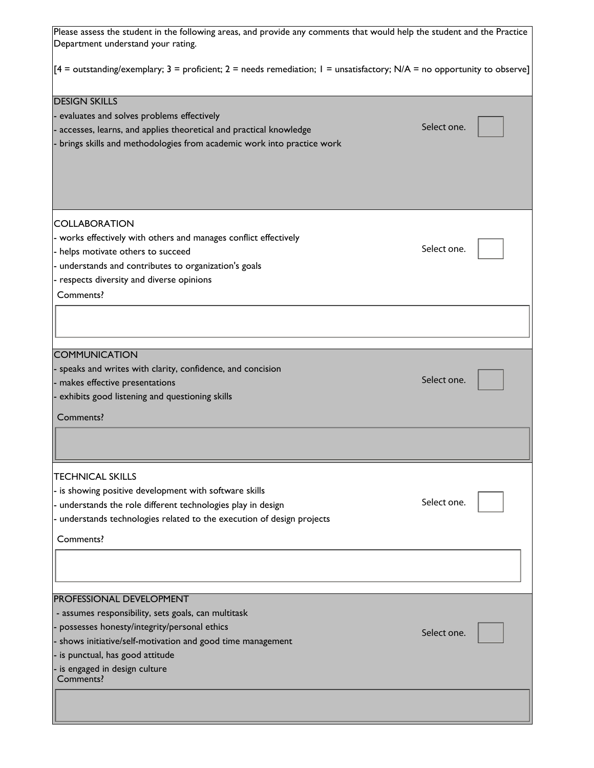Please assess the student in the following areas, and provide any comments that would help the student and the Practice Department understand your rating.

[4 = outstanding/exemplary; 3 = proficient; 2 = needs remediation; 1 = unsatisfactory; N/A = no opportunity to observe]

## DESIGN SKILLS

- evaluates and solves problems effectively
- accesses, learns, and applies theoretical and practical knowledge
- brings skills and methodologies from academic work into practice work

Select one.

## COLLABORATION

- works effectively with others and manages conflict effectively
- helps motivate others to succeed
- understands and contributes to organization's goals
- respects diversity and diverse opinions

Select one.

Comments?

## COMMUNICATION

- speaks and writes with clarity, confidence, and concision
- makes effective presentations
- exhibits good listening and questioning skills

Select one.

Comments?

## TECHNICAL SKILLS

- is showing positive development with software skills
- understands the role different technologies play in design
- understands technologies related to the execution of design projects

Select one.

Comments?

## PROFESSIONAL DEVELOPMENT

- assumes responsibility, sets goals, can multitask
- possesses honesty/integrity/personal ethics
- shows initiative/self-motivation and good time management
- is punctual, has good attitude
- is engaged in design culture

Select one.

Comments?